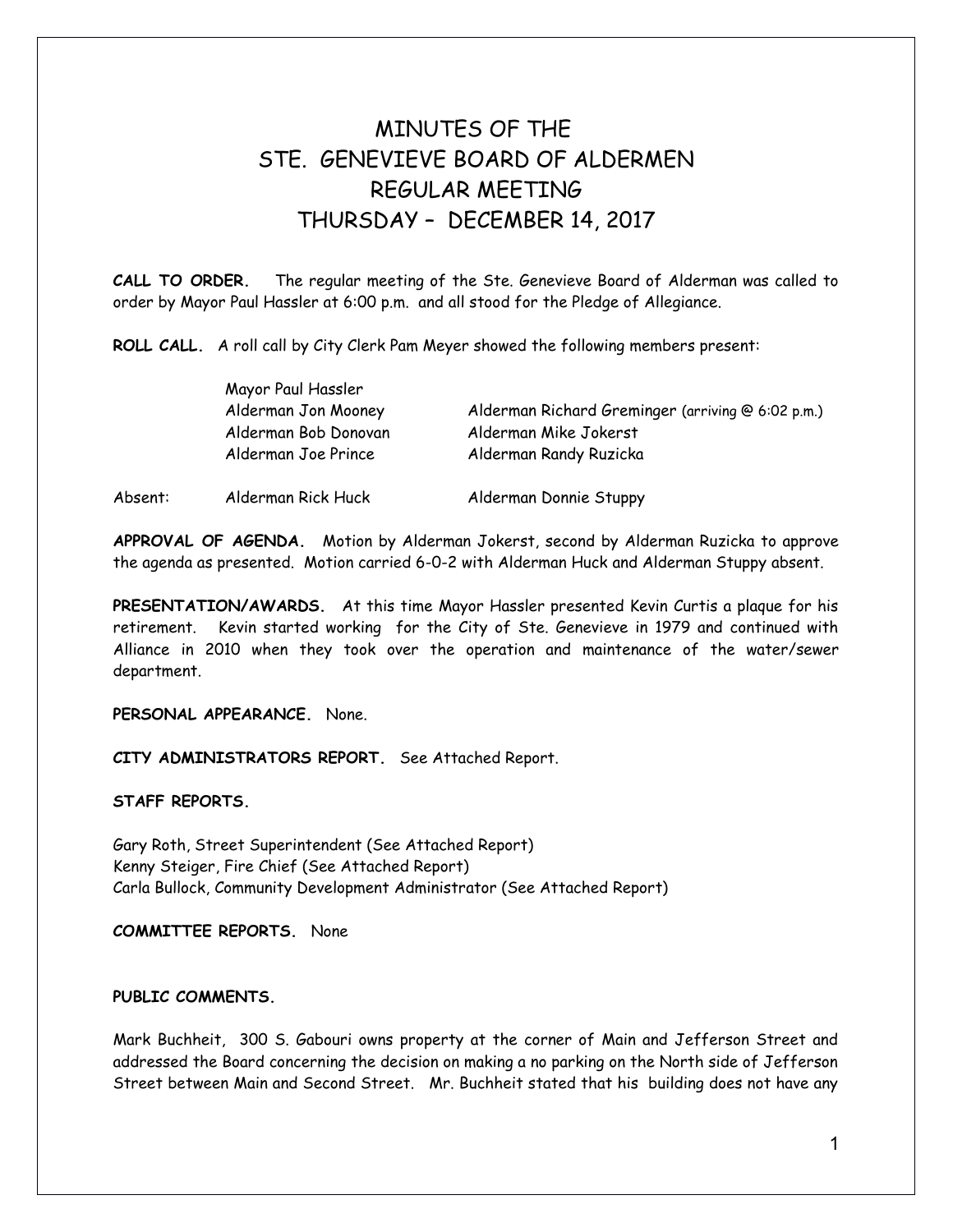# MINUTES OF THE
# STE. GENEVIEVE BOARD OF ALDERMEN
# REGULAR MEETING
# THURSDAY – DECEMBER 14, 2017

**CALL TO ORDER.** The regular meeting of the Ste. Genevieve Board of Alderman was called to order by Mayor Paul Hassler at 6:00 p.m. and all stood for the Pledge of Allegiance.

**ROLL CALL.** A roll call by City Clerk Pam Meyer showed the following members present:

| | | |
|---|---|---|
| | Mayor Paul Hassler | |
| | Alderman Jon Mooney | Alderman Richard Greminger (arriving @ 6:02 p.m.) |
| | Alderman Bob Donovan | Alderman Mike Jokerst |
| | Alderman Joe Prince | Alderman Randy Ruzicka |
| Absent: | Alderman Rick Huck | Alderman Donnie Stuppy |

**APPROVAL OF AGENDA.** Motion by Alderman Jokerst, second by Alderman Ruzicka to approve the agenda as presented. Motion carried 6-0-2 with Alderman Huck and Alderman Stuppy absent.

**PRESENTATION/AWARDS.** At this time Mayor Hassler presented Kevin Curtis a plaque for his retirement. Kevin started working for the City of Ste. Genevieve in 1979 and continued with Alliance in 2010 when they took over the operation and maintenance of the water/sewer department.

**PERSONAL APPEARANCE.** None.

**CITY ADMINISTRATORS REPORT.** See Attached Report.

**STAFF REPORTS.**

Gary Roth, Street Superintendent (See Attached Report)
Kenny Steiger, Fire Chief (See Attached Report)
Carla Bullock, Community Development Administrator (See Attached Report)

**COMMITTEE REPORTS.** None

**PUBLIC COMMENTS.**

Mark Buchheit, 300 S. Gabouri owns property at the corner of Main and Jefferson Street and addressed the Board concerning the decision on making a no parking on the North side of Jefferson Street between Main and Second Street. Mr. Buchheit stated that his building does not have any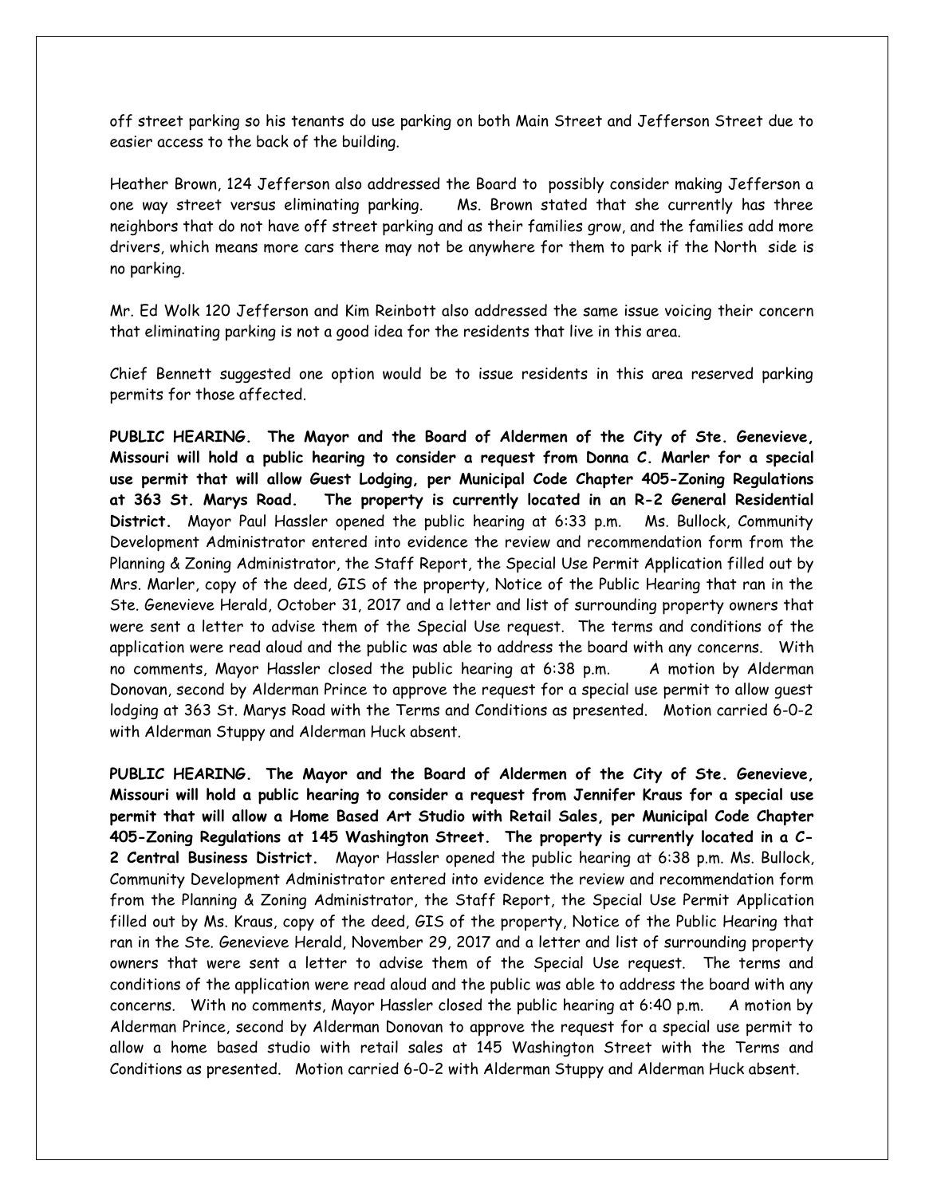off street parking so his tenants do use parking on both Main Street and Jefferson Street due to easier access to the back of the building.

Heather Brown, 124 Jefferson also addressed the Board to possibly consider making Jefferson a one way street versus eliminating parking. Ms. Brown stated that she currently has three neighbors that do not have off street parking and as their families grow, and the families add more drivers, which means more cars there may not be anywhere for them to park if the North side is no parking.

Mr. Ed Wolk 120 Jefferson and Kim Reinbott also addressed the same issue voicing their concern that eliminating parking is not a good idea for the residents that live in this area.

Chief Bennett suggested one option would be to issue residents in this area reserved parking permits for those affected.

**PUBLIC HEARING. The Mayor and the Board of Aldermen of the City of Ste. Genevieve, Missouri will hold a public hearing to consider a request from Donna C. Marler for a special use permit that will allow Guest Lodging, per Municipal Code Chapter 405-Zoning Regulations at 363 St. Marys Road. The property is currently located in an R-2 General Residential District.** Mayor Paul Hassler opened the public hearing at 6:33 p.m. Ms. Bullock, Community Development Administrator entered into evidence the review and recommendation form from the Planning & Zoning Administrator, the Staff Report, the Special Use Permit Application filled out by Mrs. Marler, copy of the deed, GIS of the property, Notice of the Public Hearing that ran in the Ste. Genevieve Herald, October 31, 2017 and a letter and list of surrounding property owners that were sent a letter to advise them of the Special Use request. The terms and conditions of the application were read aloud and the public was able to address the board with any concerns. With no comments, Mayor Hassler closed the public hearing at 6:38 p.m. A motion by Alderman Donovan, second by Alderman Prince to approve the request for a special use permit to allow guest lodging at 363 St. Marys Road with the Terms and Conditions as presented. Motion carried 6-0-2 with Alderman Stuppy and Alderman Huck absent.

**PUBLIC HEARING. The Mayor and the Board of Aldermen of the City of Ste. Genevieve, Missouri will hold a public hearing to consider a request from Jennifer Kraus for a special use permit that will allow a Home Based Art Studio with Retail Sales, per Municipal Code Chapter 405-Zoning Regulations at 145 Washington Street. The property is currently located in a C-2 Central Business District.** Mayor Hassler opened the public hearing at 6:38 p.m. Ms. Bullock, Community Development Administrator entered into evidence the review and recommendation form from the Planning & Zoning Administrator, the Staff Report, the Special Use Permit Application filled out by Ms. Kraus, copy of the deed, GIS of the property, Notice of the Public Hearing that ran in the Ste. Genevieve Herald, November 29, 2017 and a letter and list of surrounding property owners that were sent a letter to advise them of the Special Use request. The terms and conditions of the application were read aloud and the public was able to address the board with any concerns. With no comments, Mayor Hassler closed the public hearing at 6:40 p.m. A motion by Alderman Prince, second by Alderman Donovan to approve the request for a special use permit to allow a home based studio with retail sales at 145 Washington Street with the Terms and Conditions as presented. Motion carried 6-0-2 with Alderman Stuppy and Alderman Huck absent.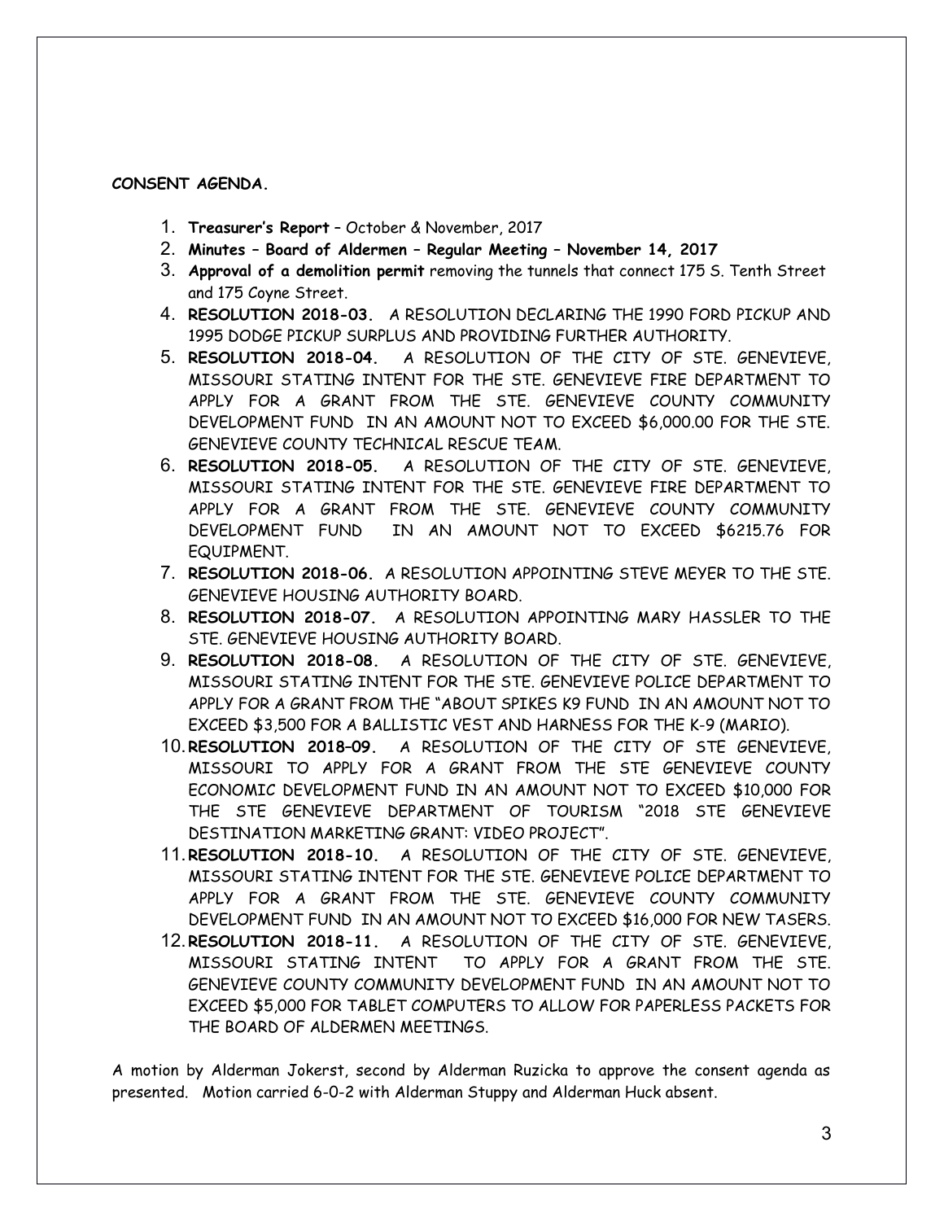**CONSENT AGENDA.**

1. **Treasurer's Report** – October & November, 2017
2. **Minutes – Board of Aldermen – Regular Meeting – November 14, 2017**
3. **Approval of a demolition permit** removing the tunnels that connect 175 S. Tenth Street and 175 Coyne Street.
4. **RESOLUTION 2018-03.** A RESOLUTION DECLARING THE 1990 FORD PICKUP AND 1995 DODGE PICKUP SURPLUS AND PROVIDING FURTHER AUTHORITY.
5. **RESOLUTION 2018-04.** A RESOLUTION OF THE CITY OF STE. GENEVIEVE, MISSOURI STATING INTENT FOR THE STE. GENEVIEVE FIRE DEPARTMENT TO APPLY FOR A GRANT FROM THE STE. GENEVIEVE COUNTY COMMUNITY DEVELOPMENT FUND IN AN AMOUNT NOT TO EXCEED $6,000.00 FOR THE STE. GENEVIEVE COUNTY TECHNICAL RESCUE TEAM.
6. **RESOLUTION 2018-05.** A RESOLUTION OF THE CITY OF STE. GENEVIEVE, MISSOURI STATING INTENT FOR THE STE. GENEVIEVE FIRE DEPARTMENT TO APPLY FOR A GRANT FROM THE STE. GENEVIEVE COUNTY COMMUNITY DEVELOPMENT FUND IN AN AMOUNT NOT TO EXCEED $6215.76 FOR EQUIPMENT.
7. **RESOLUTION 2018-06.** A RESOLUTION APPOINTING STEVE MEYER TO THE STE. GENEVIEVE HOUSING AUTHORITY BOARD.
8. **RESOLUTION 2018-07.** A RESOLUTION APPOINTING MARY HASSLER TO THE STE. GENEVIEVE HOUSING AUTHORITY BOARD.
9. **RESOLUTION 2018-08.** A RESOLUTION OF THE CITY OF STE. GENEVIEVE, MISSOURI STATING INTENT FOR THE STE. GENEVIEVE POLICE DEPARTMENT TO APPLY FOR A GRANT FROM THE "ABOUT SPIKES K9 FUND IN AN AMOUNT NOT TO EXCEED $3,500 FOR A BALLISTIC VEST AND HARNESS FOR THE K-9 (MARIO).
10. **RESOLUTION 2018–09.** A RESOLUTION OF THE CITY OF STE GENEVIEVE, MISSOURI TO APPLY FOR A GRANT FROM THE STE GENEVIEVE COUNTY ECONOMIC DEVELOPMENT FUND IN AN AMOUNT NOT TO EXCEED $10,000 FOR THE STE GENEVIEVE DEPARTMENT OF TOURISM "2018 STE GENEVIEVE DESTINATION MARKETING GRANT: VIDEO PROJECT".
11. **RESOLUTION 2018-10.** A RESOLUTION OF THE CITY OF STE. GENEVIEVE, MISSOURI STATING INTENT FOR THE STE. GENEVIEVE POLICE DEPARTMENT TO APPLY FOR A GRANT FROM THE STE. GENEVIEVE COUNTY COMMUNITY DEVELOPMENT FUND IN AN AMOUNT NOT TO EXCEED $16,000 FOR NEW TASERS.
12. **RESOLUTION 2018-11.** A RESOLUTION OF THE CITY OF STE. GENEVIEVE, MISSOURI STATING INTENT TO APPLY FOR A GRANT FROM THE STE. GENEVIEVE COUNTY COMMUNITY DEVELOPMENT FUND IN AN AMOUNT NOT TO EXCEED $5,000 FOR TABLET COMPUTERS TO ALLOW FOR PAPERLESS PACKETS FOR THE BOARD OF ALDERMEN MEETINGS.

A motion by Alderman Jokerst, second by Alderman Ruzicka to approve the consent agenda as presented. Motion carried 6-0-2 with Alderman Stuppy and Alderman Huck absent.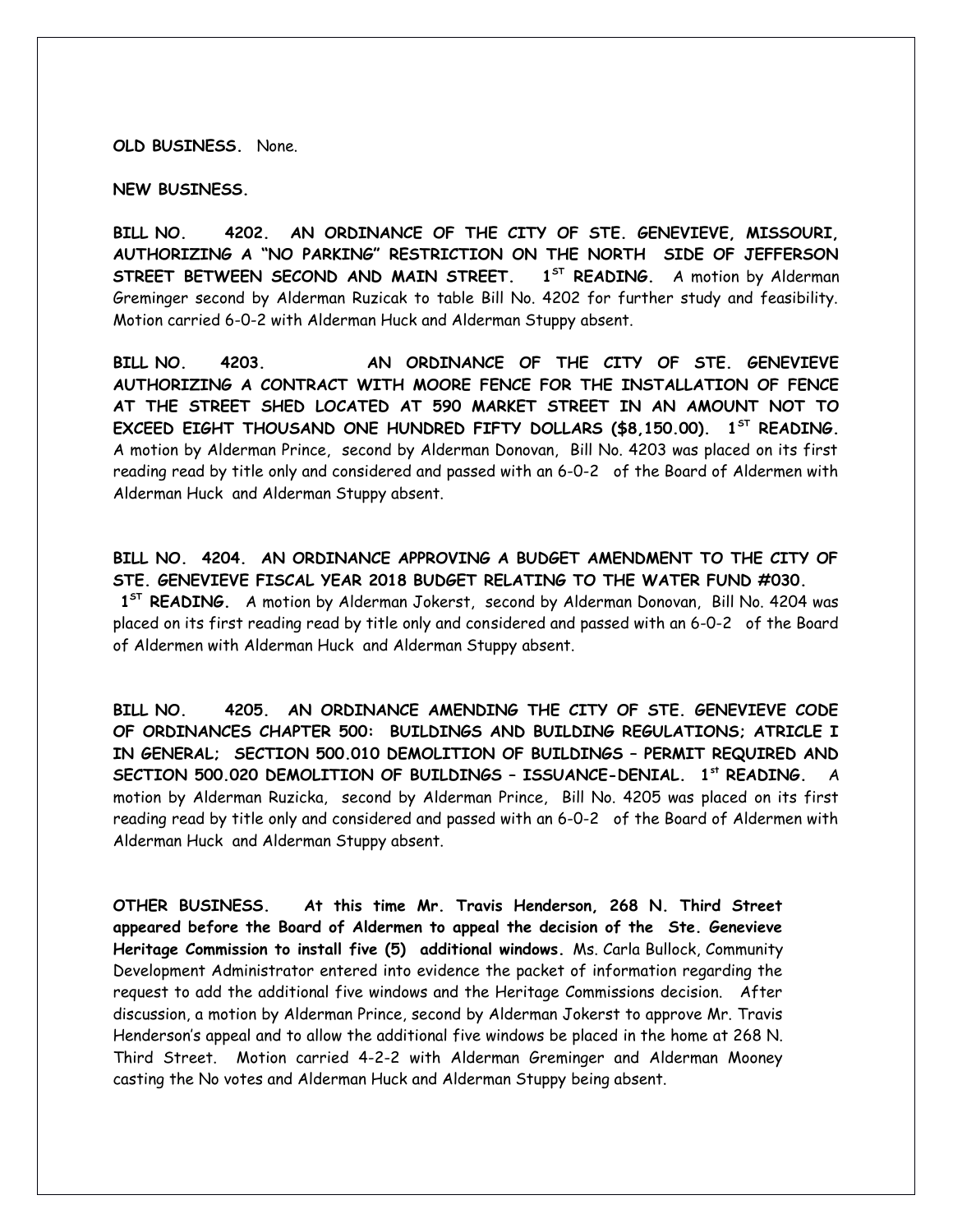**OLD BUSINESS.** None.

**NEW BUSINESS.**

**BILL NO. 4202. AN ORDINANCE OF THE CITY OF STE. GENEVIEVE, MISSOURI, AUTHORIZING A "NO PARKING" RESTRICTION ON THE NORTH SIDE OF JEFFERSON STREET BETWEEN SECOND AND MAIN STREET. 1ST READING.** A motion by Alderman Greminger second by Alderman Ruzicak to table Bill No. 4202 for further study and feasibility. Motion carried 6-0-2 with Alderman Huck and Alderman Stuppy absent.

**BILL NO. 4203. AN ORDINANCE OF THE CITY OF STE. GENEVIEVE AUTHORIZING A CONTRACT WITH MOORE FENCE FOR THE INSTALLATION OF FENCE AT THE STREET SHED LOCATED AT 590 MARKET STREET IN AN AMOUNT NOT TO EXCEED EIGHT THOUSAND ONE HUNDRED FIFTY DOLLARS ($8,150.00). 1ST READING.** A motion by Alderman Prince, second by Alderman Donovan, Bill No. 4203 was placed on its first reading read by title only and considered and passed with an 6-0-2 of the Board of Aldermen with Alderman Huck and Alderman Stuppy absent.

**BILL NO. 4204. AN ORDINANCE APPROVING A BUDGET AMENDMENT TO THE CITY OF STE. GENEVIEVE FISCAL YEAR 2018 BUDGET RELATING TO THE WATER FUND #030. 1ST READING.** A motion by Alderman Jokerst, second by Alderman Donovan, Bill No. 4204 was placed on its first reading read by title only and considered and passed with an 6-0-2 of the Board of Aldermen with Alderman Huck and Alderman Stuppy absent.

**BILL NO. 4205. AN ORDINANCE AMENDING THE CITY OF STE. GENEVIEVE CODE OF ORDINANCES CHAPTER 500: BUILDINGS AND BUILDING REGULATIONS; ATRICLE I IN GENERAL; SECTION 500.010 DEMOLITION OF BUILDINGS – PERMIT REQUIRED AND SECTION 500.020 DEMOLITION OF BUILDINGS – ISSUANCE-DENIAL. 1st READING.** A motion by Alderman Ruzicka, second by Alderman Prince, Bill No. 4205 was placed on its first reading read by title only and considered and passed with an 6-0-2 of the Board of Aldermen with Alderman Huck and Alderman Stuppy absent.

**OTHER BUSINESS. At this time Mr. Travis Henderson, 268 N. Third Street appeared before the Board of Aldermen to appeal the decision of the Ste. Genevieve Heritage Commission to install five (5) additional windows.** Ms. Carla Bullock, Community Development Administrator entered into evidence the packet of information regarding the request to add the additional five windows and the Heritage Commissions decision. After discussion, a motion by Alderman Prince, second by Alderman Jokerst to approve Mr. Travis Henderson's appeal and to allow the additional five windows be placed in the home at 268 N. Third Street. Motion carried 4-2-2 with Alderman Greminger and Alderman Mooney casting the No votes and Alderman Huck and Alderman Stuppy being absent.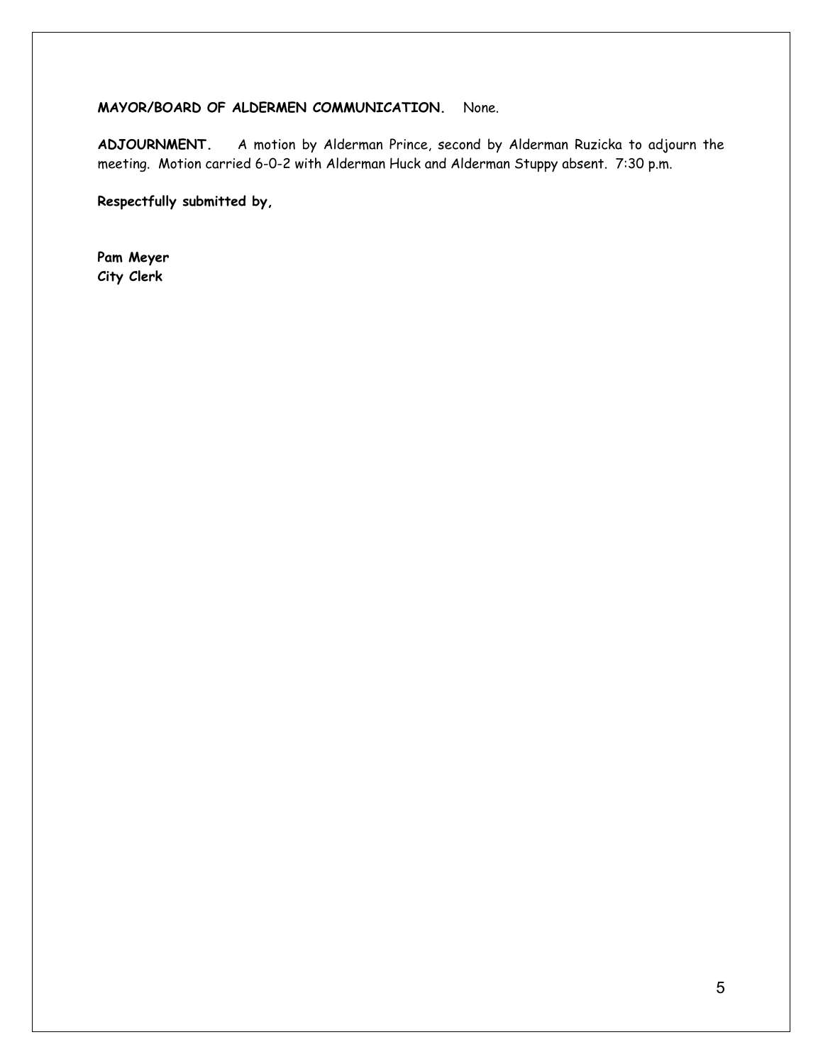**MAYOR/BOARD OF ALDERMEN COMMUNICATION.** None.

**ADJOURNMENT.** A motion by Alderman Prince, second by Alderman Ruzicka to adjourn the meeting. Motion carried 6-0-2 with Alderman Huck and Alderman Stuppy absent. 7:30 p.m.

**Respectfully submitted by,**

**Pam Meyer**
**City Clerk**